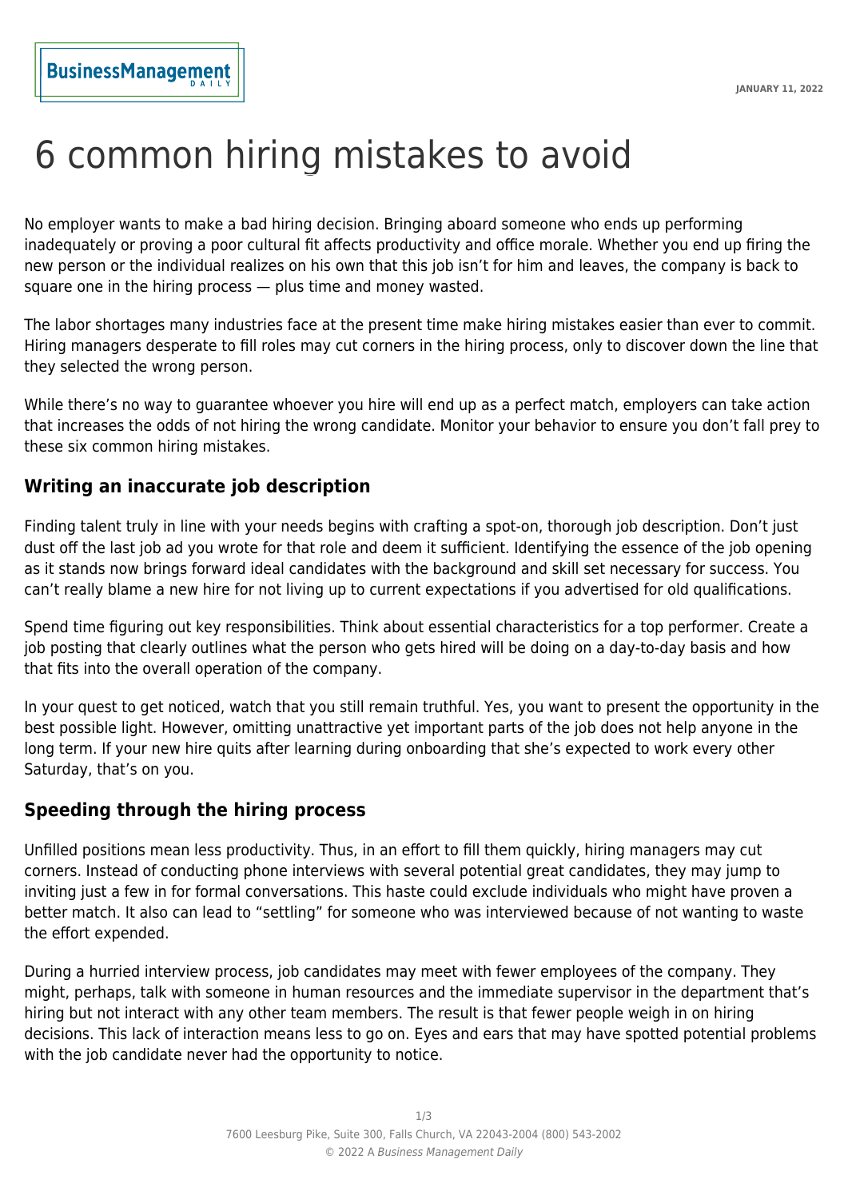# 6 common hiring mistakes to avoid

No employer wants to make a bad hiring decision. Bringing aboard someone who ends up performing inadequately or proving a poor cultural fit affects productivity and office morale. Whether you end up firing the new person or the individual realizes on his own that this job isn't for him and leaves, the company is back to square one in the hiring process — plus time and money wasted.

The labor shortages many industries face at the present time make hiring mistakes easier than ever to commit. Hiring managers desperate to fill roles may cut corners in the hiring process, only to discover down the line that they selected the wrong person.

While there's no way to guarantee whoever you hire will end up as a perfect match, employers can take action that increases the odds of not hiring the wrong candidate. Monitor your behavior to ensure you don't fall prey to these six common hiring mistakes.

## Writing an inaccurate job description

Finding talent truly in line with your needs begins with crafting a spot-on, thorough job description. Don't just dust off the last job ad you wrote for that role and deem it sufficient. Identifying the essence of the job opening as it stands now brings forward ideal candidates with the background and skill set necessary for success. You can't really blame a new hire for not living up to current expectations if you advertised for old qualifications.

Spend time figuring out key responsibilities. Think about essential characteristics for a top performer. Create a job posting that clearly outlines what the person who gets hired will be doing on a day-to-day basis and how that fits into the overall operation of the company.

In your quest to get noticed, watch that you still remain truthful. Yes, you want to present the opportunity in the best possible light. However, omitting unattractive yet important parts of the job does not help anyone in the long term. If your new hire quits after learning during onboarding that she's expected to work every other Saturday, that's on you.

## Speeding through the hiring process

Unfilled positions mean less productivity. Thus, in an effort to fill them quickly, hiring managers may cut corners. Instead of conducting phone interviews with several potential great candidates, they may jump to inviting just a few in for formal conversations. This haste could exclude individuals who might have proven a better match. It also can lead to "settling" for someone who was interviewed because of not wanting to waste the effort expended.

During a hurried interview process, job candidates may meet with fewer employees of the company. They might, perhaps, talk with someone in human resources and the immediate supervisor in the department that's hiring but not interact with any other team members. The result is that fewer people weigh in on hiring decisions. This lack of interaction means less to go on. Eyes and ears that may have spotted potential problems with the job candidate never had the opportunity to notice.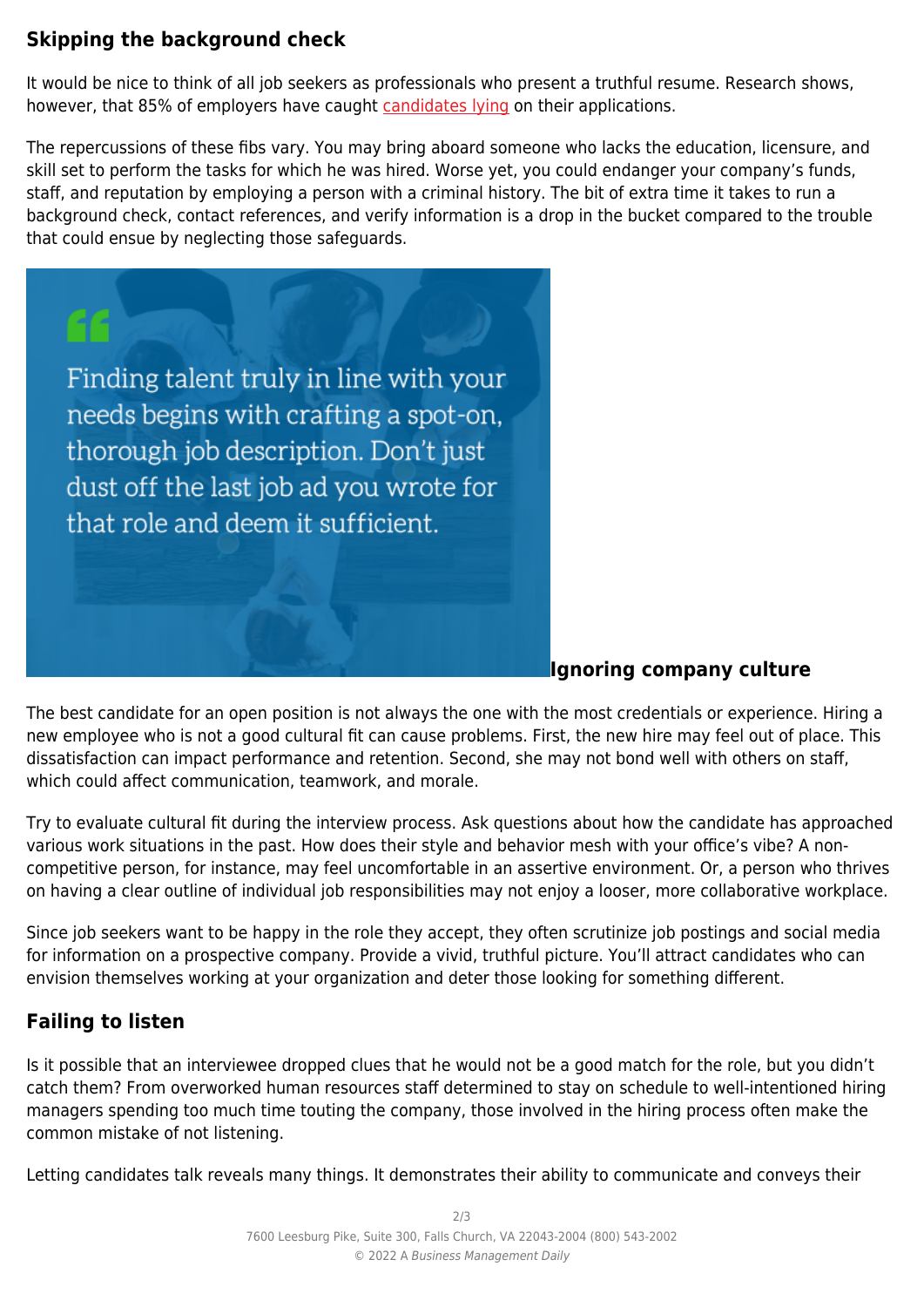## Skipping the background check

It would be nice to think of all job seekers as professionals who present a truthful resume. Research shows, however, that 85% of employers have caught candidates lying on their applications.

The repercussions of these fibs vary. You may bring aboard someone who lacks the education, licensure, and skill set to perform the tasks for which he was hired. Worse yet, you could endanger your company's funds, staff, and reputation by employing a person with a criminal history. The bit of extra time it takes to run a background check, contact references, and verify information is a drop in the bucket compared to the trouble that could ensue by neglecting those safeguards.

> Finding talent truly in line with your needs begins with crafting a spot-on, thorough job description. Don't just dust off the last job ad you wrote for that role and deem it sufficient.

## Ignoring company culture

The best candidate for an open position is not always the one with the most credentials or experience. Hiring a new employee who is not a good cultural fit can cause problems. First, the new hire may feel out of place. This dissatisfaction can impact performance and retention. Second, she may not bond well with others on staff, which could affect communication, teamwork, and morale.

Try to evaluate cultural fit during the interview process. Ask questions about how the candidate has approached various work situations in the past. How does their style and behavior mesh with your office's vibe? A non-competitive person, for instance, may feel uncomfortable in an assertive environment. Or, a person who thrives on having a clear outline of individual job responsibilities may not enjoy a looser, more collaborative workplace.

Since job seekers want to be happy in the role they accept, they often scrutinize job postings and social media for information on a prospective company. Provide a vivid, truthful picture. You'll attract candidates who can envision themselves working at your organization and deter those looking for something different.

## Failing to listen

Is it possible that an interviewee dropped clues that he would not be a good match for the role, but you didn't catch them? From overworked human resources staff determined to stay on schedule to well-intentioned hiring managers spending too much time touting the company, those involved in the hiring process often make the common mistake of not listening.

Letting candidates talk reveals many things. It demonstrates their ability to communicate and conveys their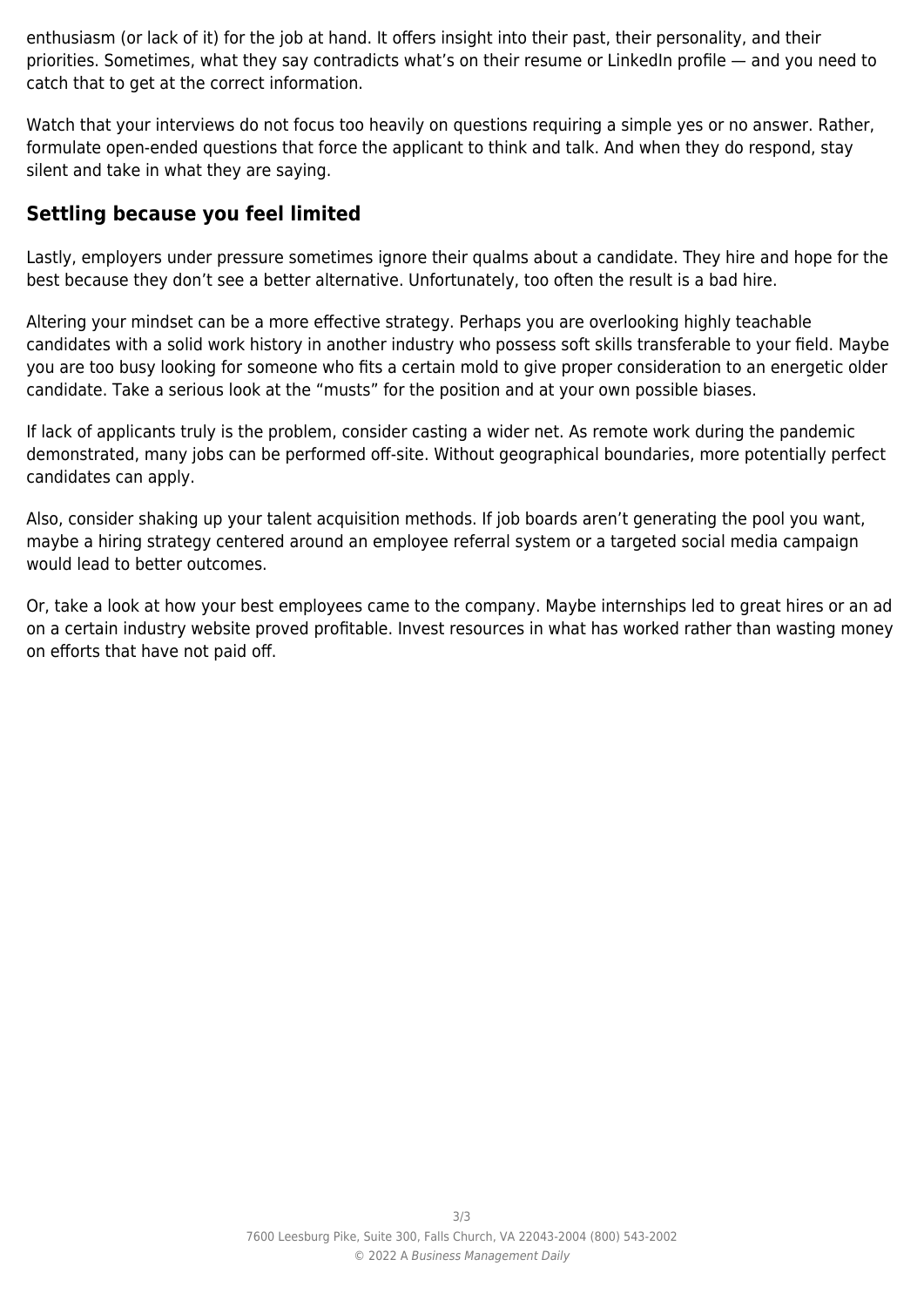enthusiasm (or lack of it) for the job at hand. It offers insight into their past, their personality, and their priorities. Sometimes, what they say contradicts what's on their resume or LinkedIn profile — and you need to catch that to get at the correct information.

Watch that your interviews do not focus too heavily on questions requiring a simple yes or no answer. Rather, formulate open-ended questions that force the applicant to think and talk. And when they do respond, stay silent and take in what they are saying.

## Settling because you feel limited

Lastly, employers under pressure sometimes ignore their qualms about a candidate. They hire and hope for the best because they don't see a better alternative. Unfortunately, too often the result is a bad hire.

Altering your mindset can be a more effective strategy. Perhaps you are overlooking highly teachable candidates with a solid work history in another industry who possess soft skills transferable to your field. Maybe you are too busy looking for someone who fits a certain mold to give proper consideration to an energetic older candidate. Take a serious look at the "musts" for the position and at your own possible biases.

If lack of applicants truly is the problem, consider casting a wider net. As remote work during the pandemic demonstrated, many jobs can be performed off-site. Without geographical boundaries, more potentially perfect candidates can apply.

Also, consider shaking up your talent acquisition methods. If job boards aren't generating the pool you want, maybe a hiring strategy centered around an employee referral system or a targeted social media campaign would lead to better outcomes.

Or, take a look at how your best employees came to the company. Maybe internships led to great hires or an ad on a certain industry website proved profitable. Invest resources in what has worked rather than wasting money on efforts that have not paid off.